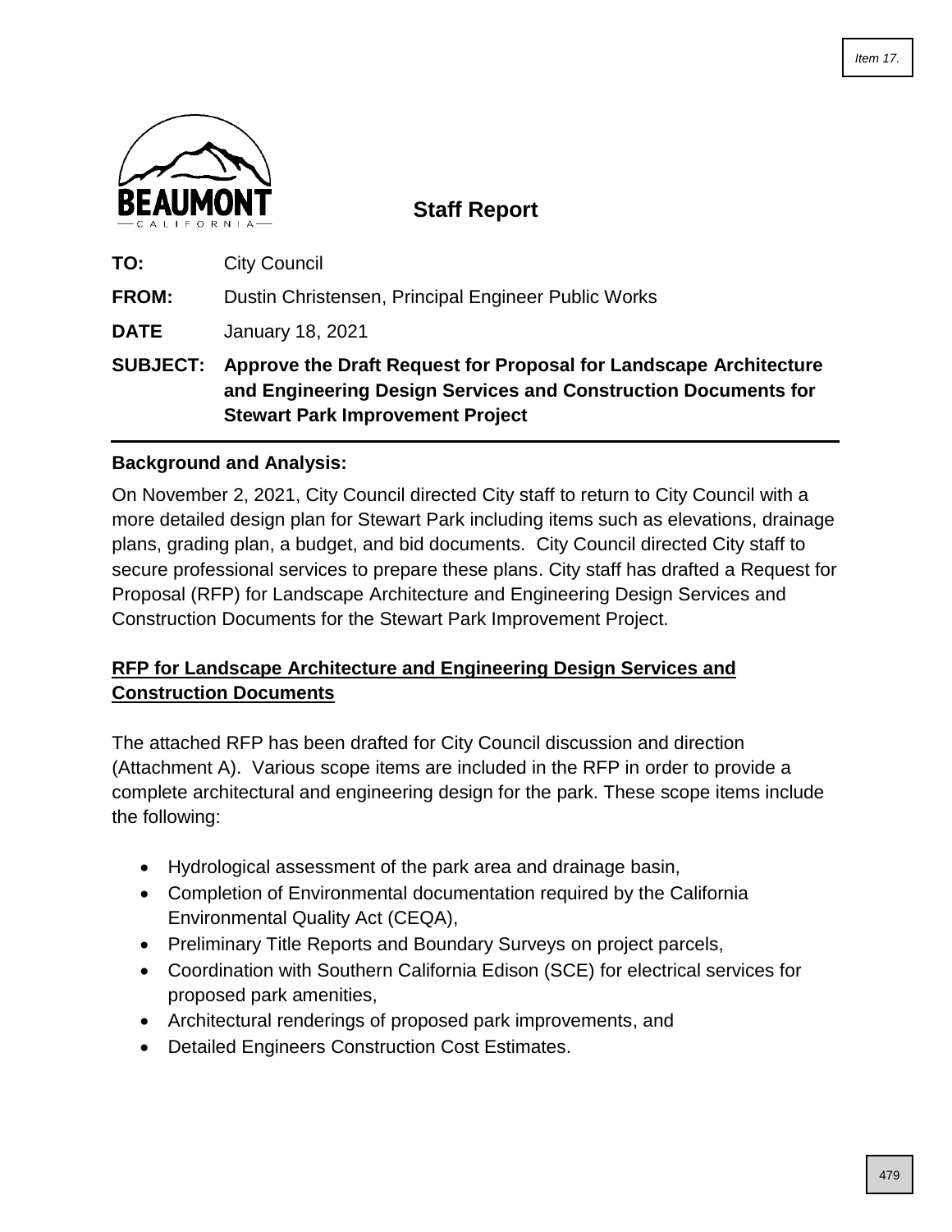**Staff Report**

**TO:** City Council

**FROM:** Dustin Christensen, Principal Engineer Public Works

**DATE** January 18, 2021

**SUBJECT: Approve the Draft Request for Proposal for Landscape Architecture and Engineering Design Services and Construction Documents for Stewart Park Improvement Project**

---

**Background and Analysis:**

On November 2, 2021, City Council directed City staff to return to City Council with a more detailed design plan for Stewart Park including items such as elevations, drainage plans, grading plan, a budget, and bid documents. City Council directed City staff to secure professional services to prepare these plans. City staff has drafted a Request for Proposal (RFP) for Landscape Architecture and Engineering Design Services and Construction Documents for the Stewart Park Improvement Project.

**RFP for Landscape Architecture and Engineering Design Services and Construction Documents**

The attached RFP has been drafted for City Council discussion and direction (Attachment A). Various scope items are included in the RFP in order to provide a complete architectural and engineering design for the park. These scope items include the following:

- Hydrological assessment of the park area and drainage basin,
- Completion of Environmental documentation required by the California Environmental Quality Act (CEQA),
- Preliminary Title Reports and Boundary Surveys on project parcels,
- Coordination with Southern California Edison (SCE) for electrical services for proposed park amenities,
- Architectural renderings of proposed park improvements, and
- Detailed Engineers Construction Cost Estimates.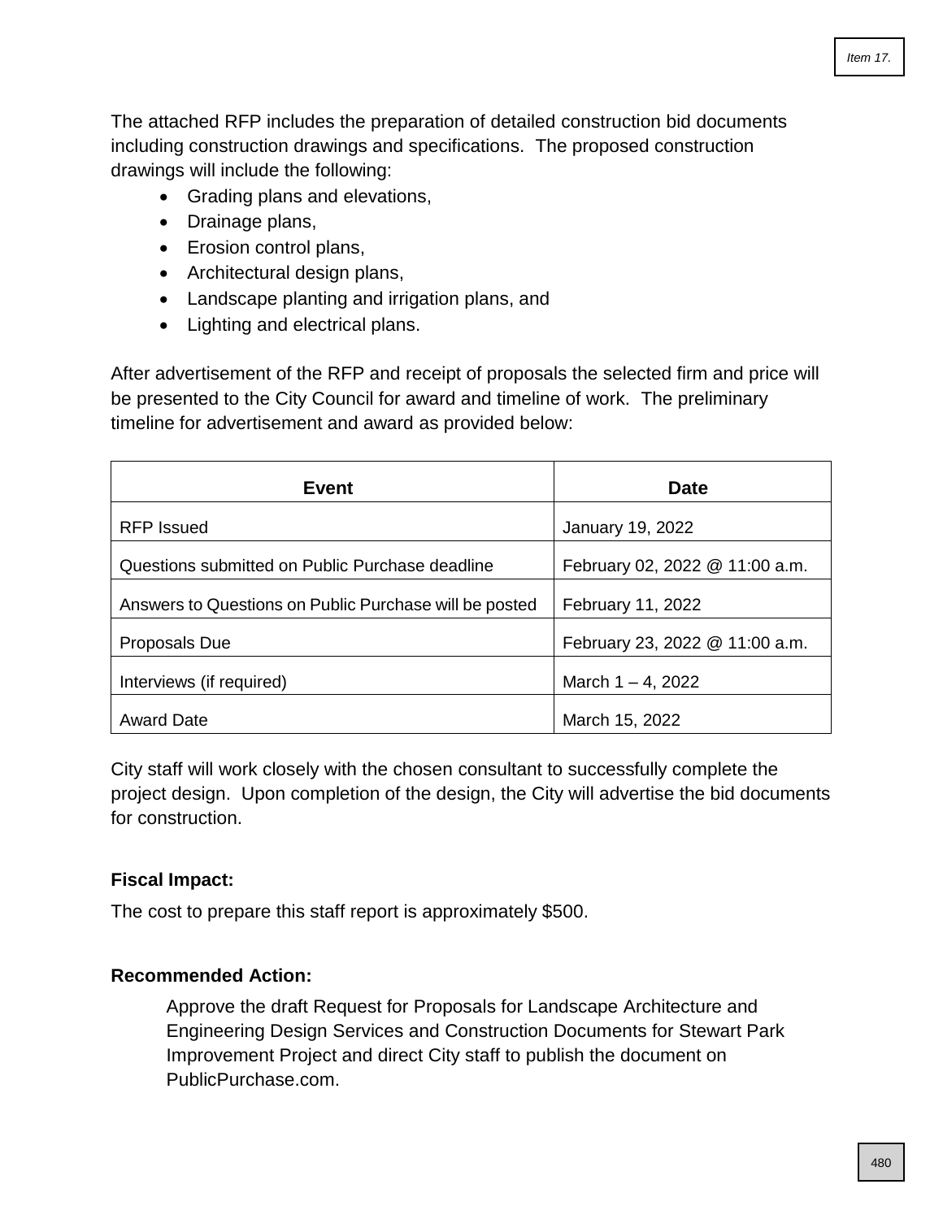The attached RFP includes the preparation of detailed construction bid documents including construction drawings and specifications. The proposed construction drawings will include the following:

- Grading plans and elevations,
- Drainage plans,
- Erosion control plans,
- Architectural design plans,
- Landscape planting and irrigation plans, and
- Lighting and electrical plans.

After advertisement of the RFP and receipt of proposals the selected firm and price will be presented to the City Council for award and timeline of work. The preliminary timeline for advertisement and award as provided below:

| Event | Date |
|---|---|
| RFP Issued | January 19, 2022 |
| Questions submitted on Public Purchase deadline | February 02, 2022 @ 11:00 a.m. |
| Answers to Questions on Public Purchase will be posted | February 11, 2022 |
| Proposals Due | February 23, 2022 @ 11:00 a.m. |
| Interviews (if required) | March 1 – 4, 2022 |
| Award Date | March 15, 2022 |

City staff will work closely with the chosen consultant to successfully complete the project design. Upon completion of the design, the City will advertise the bid documents for construction.

**Fiscal Impact:**

The cost to prepare this staff report is approximately $500.

**Recommended Action:**

Approve the draft Request for Proposals for Landscape Architecture and Engineering Design Services and Construction Documents for Stewart Park Improvement Project and direct City staff to publish the document on PublicPurchase.com.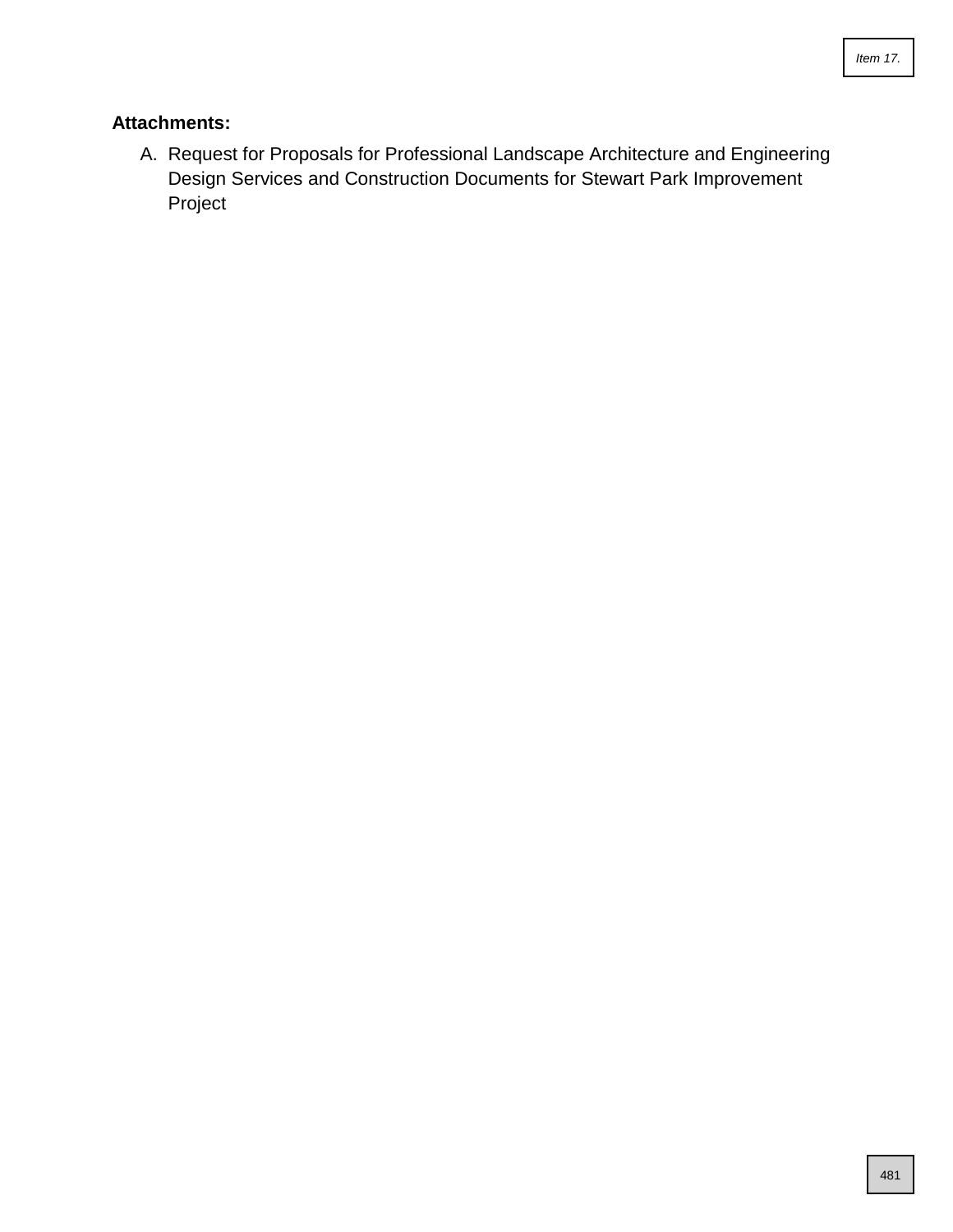**Attachments:**

A. Request for Proposals for Professional Landscape Architecture and Engineering Design Services and Construction Documents for Stewart Park Improvement Project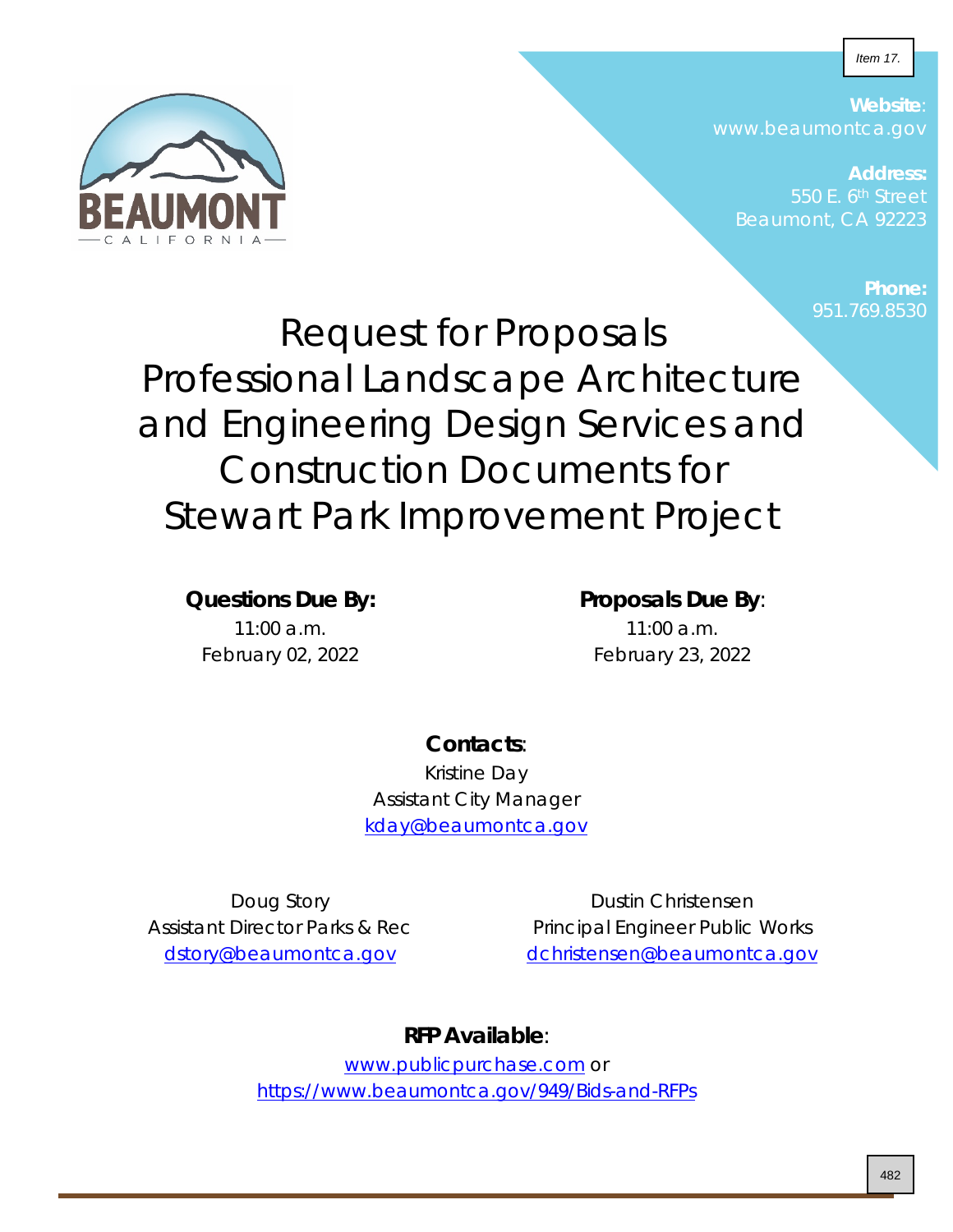Item 17.

**Website**: www.beaumontca.gov

**Address:** 550 E. 6th Street Beaumont, CA 92223

**Phone:** 951.769.8530

# Request for Proposals Professional Landscape Architecture and Engineering Design Services and Construction Documents for Stewart Park Improvement Project

**Questions Due By:**
11:00 a.m.
February 02, 2022

**Proposals Due By**:
11:00 a.m.
February 23, 2022

**Contacts**:

Kristine Day
Assistant City Manager
kday@beaumontca.gov

Doug Story
Assistant Director Parks & Rec
dstory@beaumontca.gov

Dustin Christensen
Principal Engineer Public Works
dchristensen@beaumontca.gov

**RFP Available**:
www.publicpurchase.com or
https://www.beaumontca.gov/949/Bids-and-RFPs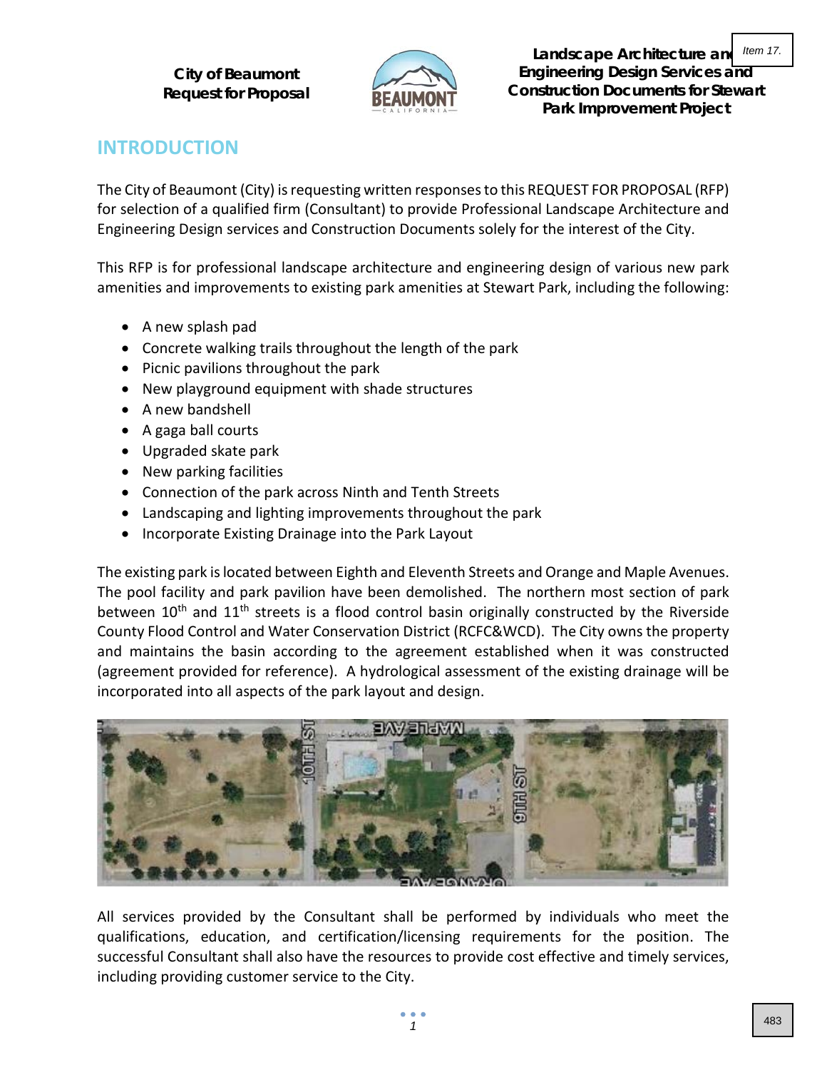## INTRODUCTION

The City of Beaumont (City) is requesting written responses to this REQUEST FOR PROPOSAL (RFP) for selection of a qualified firm (Consultant) to provide Professional Landscape Architecture and Engineering Design services and Construction Documents solely for the interest of the City.

This RFP is for professional landscape architecture and engineering design of various new park amenities and improvements to existing park amenities at Stewart Park, including the following:

- A new splash pad
- Concrete walking trails throughout the length of the park
- Picnic pavilions throughout the park
- New playground equipment with shade structures
- A new bandshell
- A gaga ball courts
- Upgraded skate park
- New parking facilities
- Connection of the park across Ninth and Tenth Streets
- Landscaping and lighting improvements throughout the park
- Incorporate Existing Drainage into the Park Layout

The existing park is located between Eighth and Eleventh Streets and Orange and Maple Avenues. The pool facility and park pavilion have been demolished. The northern most section of park between 10th and 11th streets is a flood control basin originally constructed by the Riverside County Flood Control and Water Conservation District (RCFC&WCD). The City owns the property and maintains the basin according to the agreement established when it was constructed (agreement provided for reference). A hydrological assessment of the existing drainage will be incorporated into all aspects of the park layout and design.

All services provided by the Consultant shall be performed by individuals who meet the qualifications, education, and certification/licensing requirements for the position. The successful Consultant shall also have the resources to provide cost effective and timely services, including providing customer service to the City.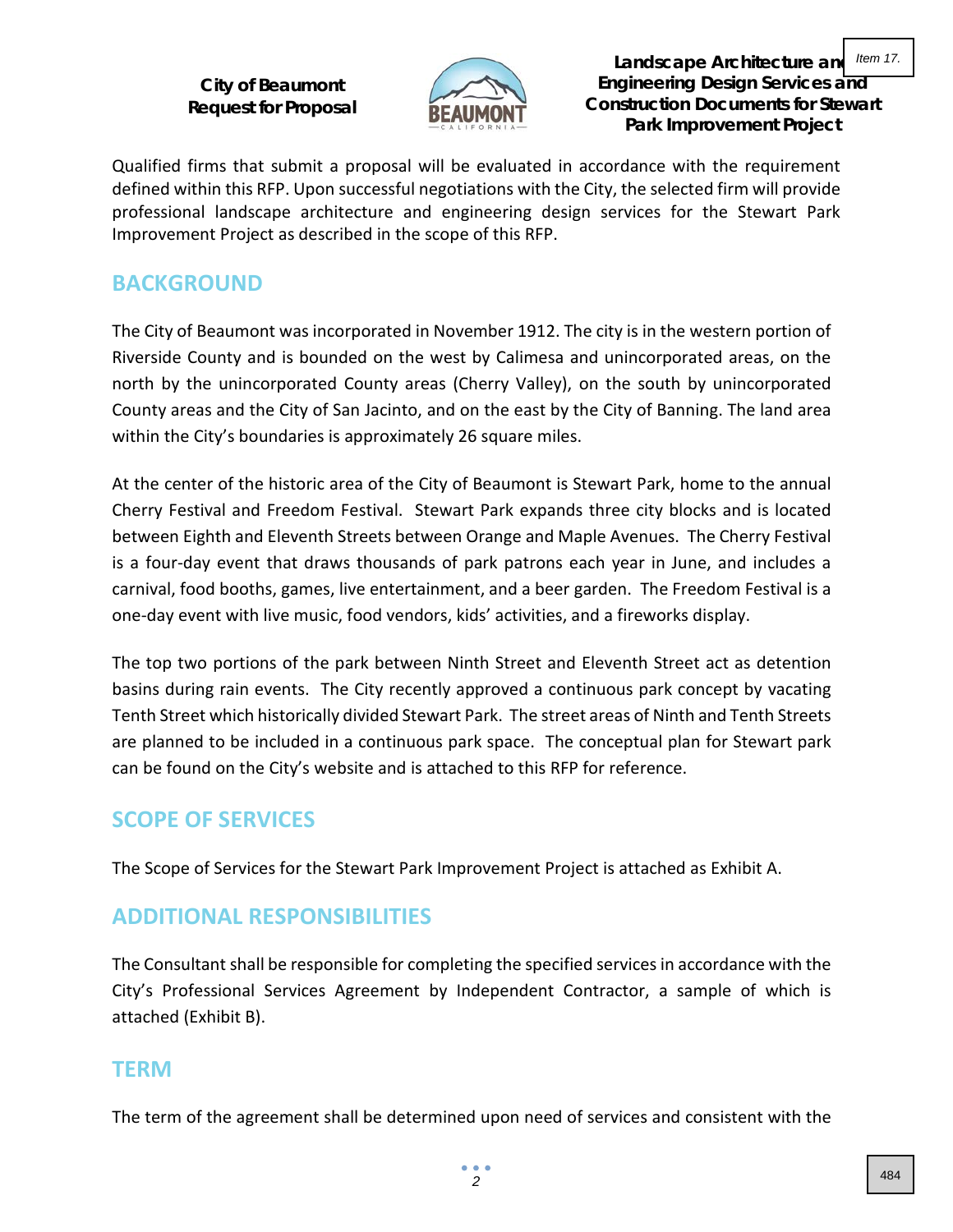Qualified firms that submit a proposal will be evaluated in accordance with the requirement defined within this RFP. Upon successful negotiations with the City, the selected firm will provide professional landscape architecture and engineering design services for the Stewart Park Improvement Project as described in the scope of this RFP.

## BACKGROUND

The City of Beaumont was incorporated in November 1912. The city is in the western portion of Riverside County and is bounded on the west by Calimesa and unincorporated areas, on the north by the unincorporated County areas (Cherry Valley), on the south by unincorporated County areas and the City of San Jacinto, and on the east by the City of Banning. The land area within the City's boundaries is approximately 26 square miles.

At the center of the historic area of the City of Beaumont is Stewart Park, home to the annual Cherry Festival and Freedom Festival. Stewart Park expands three city blocks and is located between Eighth and Eleventh Streets between Orange and Maple Avenues. The Cherry Festival is a four-day event that draws thousands of park patrons each year in June, and includes a carnival, food booths, games, live entertainment, and a beer garden. The Freedom Festival is a one-day event with live music, food vendors, kids' activities, and a fireworks display.

The top two portions of the park between Ninth Street and Eleventh Street act as detention basins during rain events. The City recently approved a continuous park concept by vacating Tenth Street which historically divided Stewart Park. The street areas of Ninth and Tenth Streets are planned to be included in a continuous park space. The conceptual plan for Stewart park can be found on the City's website and is attached to this RFP for reference.

## SCOPE OF SERVICES

The Scope of Services for the Stewart Park Improvement Project is attached as Exhibit A.

## ADDITIONAL RESPONSIBILITIES

The Consultant shall be responsible for completing the specified services in accordance with the City's Professional Services Agreement by Independent Contractor, a sample of which is attached (Exhibit B).

## TERM

The term of the agreement shall be determined upon need of services and consistent with the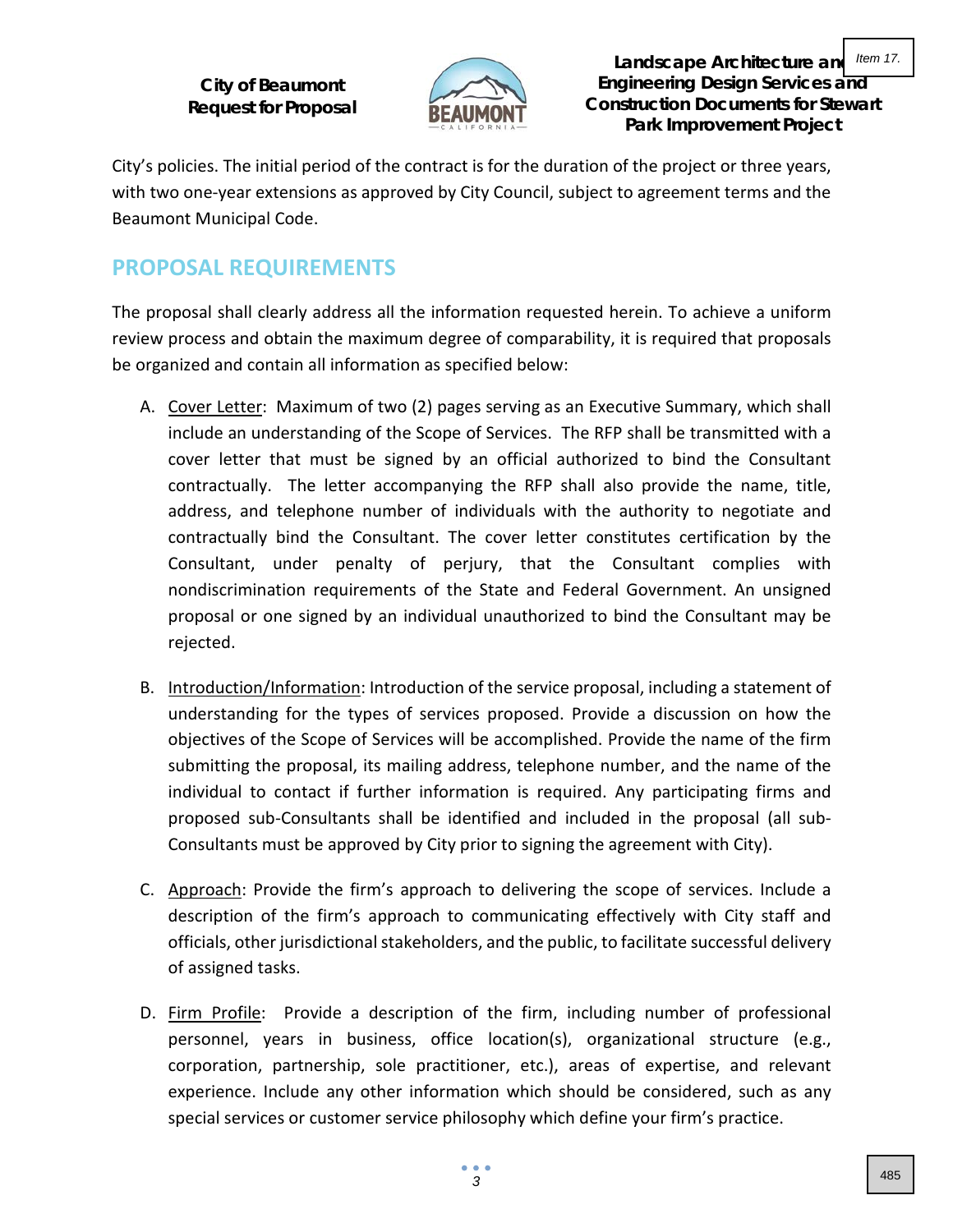City's policies. The initial period of the contract is for the duration of the project or three years, with two one-year extensions as approved by City Council, subject to agreement terms and the Beaumont Municipal Code.

## PROPOSAL REQUIREMENTS

The proposal shall clearly address all the information requested herein. To achieve a uniform review process and obtain the maximum degree of comparability, it is required that proposals be organized and contain all information as specified below:

A. Cover Letter: Maximum of two (2) pages serving as an Executive Summary, which shall include an understanding of the Scope of Services. The RFP shall be transmitted with a cover letter that must be signed by an official authorized to bind the Consultant contractually. The letter accompanying the RFP shall also provide the name, title, address, and telephone number of individuals with the authority to negotiate and contractually bind the Consultant. The cover letter constitutes certification by the Consultant, under penalty of perjury, that the Consultant complies with nondiscrimination requirements of the State and Federal Government. An unsigned proposal or one signed by an individual unauthorized to bind the Consultant may be rejected.

B. Introduction/Information: Introduction of the service proposal, including a statement of understanding for the types of services proposed. Provide a discussion on how the objectives of the Scope of Services will be accomplished. Provide the name of the firm submitting the proposal, its mailing address, telephone number, and the name of the individual to contact if further information is required. Any participating firms and proposed sub-Consultants shall be identified and included in the proposal (all sub-Consultants must be approved by City prior to signing the agreement with City).

C. Approach: Provide the firm's approach to delivering the scope of services. Include a description of the firm's approach to communicating effectively with City staff and officials, other jurisdictional stakeholders, and the public, to facilitate successful delivery of assigned tasks.

D. Firm Profile: Provide a description of the firm, including number of professional personnel, years in business, office location(s), organizational structure (e.g., corporation, partnership, sole practitioner, etc.), areas of expertise, and relevant experience. Include any other information which should be considered, such as any special services or customer service philosophy which define your firm's practice.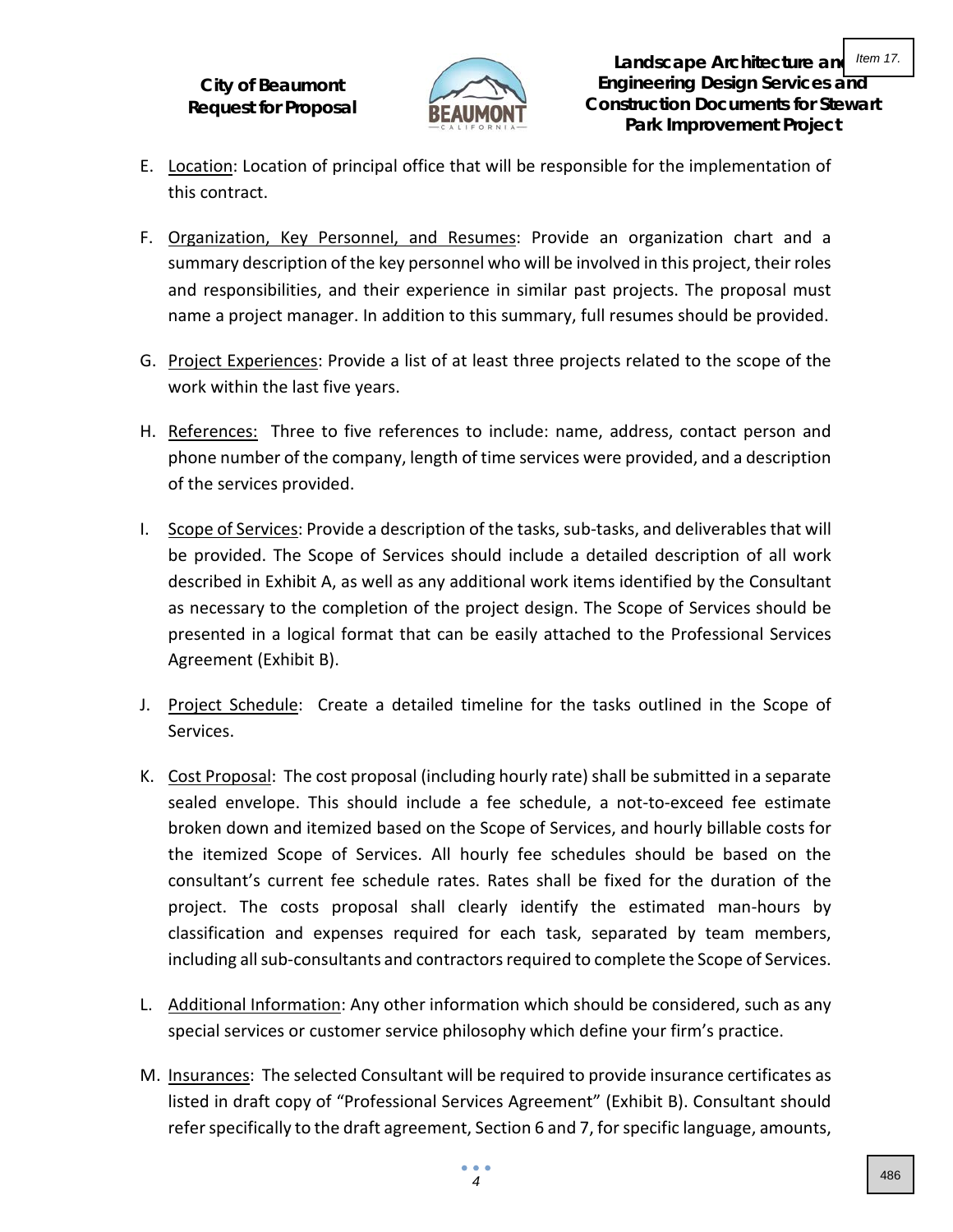E. Location: Location of principal office that will be responsible for the implementation of this contract.

F. Organization, Key Personnel, and Resumes: Provide an organization chart and a summary description of the key personnel who will be involved in this project, their roles and responsibilities, and their experience in similar past projects. The proposal must name a project manager. In addition to this summary, full resumes should be provided.

G. Project Experiences: Provide a list of at least three projects related to the scope of the work within the last five years.

H. References: Three to five references to include: name, address, contact person and phone number of the company, length of time services were provided, and a description of the services provided.

I. Scope of Services: Provide a description of the tasks, sub-tasks, and deliverables that will be provided. The Scope of Services should include a detailed description of all work described in Exhibit A, as well as any additional work items identified by the Consultant as necessary to the completion of the project design. The Scope of Services should be presented in a logical format that can be easily attached to the Professional Services Agreement (Exhibit B).

J. Project Schedule: Create a detailed timeline for the tasks outlined in the Scope of Services.

K. Cost Proposal: The cost proposal (including hourly rate) shall be submitted in a separate sealed envelope. This should include a fee schedule, a not-to-exceed fee estimate broken down and itemized based on the Scope of Services, and hourly billable costs for the itemized Scope of Services. All hourly fee schedules should be based on the consultant's current fee schedule rates. Rates shall be fixed for the duration of the project. The costs proposal shall clearly identify the estimated man-hours by classification and expenses required for each task, separated by team members, including all sub-consultants and contractors required to complete the Scope of Services.

L. Additional Information: Any other information which should be considered, such as any special services or customer service philosophy which define your firm's practice.

M. Insurances: The selected Consultant will be required to provide insurance certificates as listed in draft copy of "Professional Services Agreement" (Exhibit B). Consultant should refer specifically to the draft agreement, Section 6 and 7, for specific language, amounts,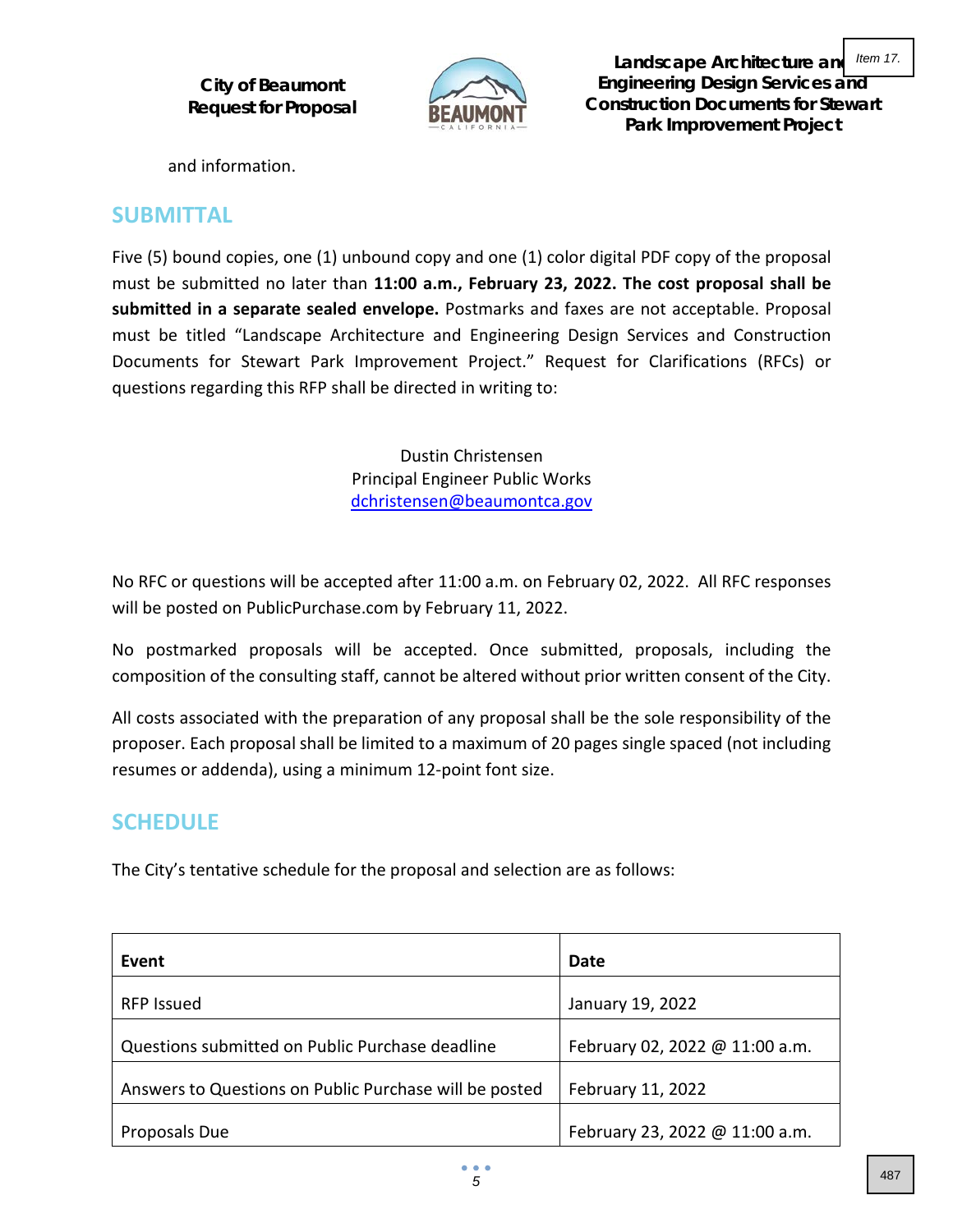and information.

## SUBMITTAL

Five (5) bound copies, one (1) unbound copy and one (1) color digital PDF copy of the proposal must be submitted no later than **11:00 a.m., February 23, 2022. The cost proposal shall be submitted in a separate sealed envelope.** Postmarks and faxes are not acceptable. Proposal must be titled "Landscape Architecture and Engineering Design Services and Construction Documents for Stewart Park Improvement Project." Request for Clarifications (RFCs) or questions regarding this RFP shall be directed in writing to:

Dustin Christensen
Principal Engineer Public Works
dchristensen@beaumontca.gov

No RFC or questions will be accepted after 11:00 a.m. on February 02, 2022. All RFC responses will be posted on PublicPurchase.com by February 11, 2022.

No postmarked proposals will be accepted. Once submitted, proposals, including the composition of the consulting staff, cannot be altered without prior written consent of the City.

All costs associated with the preparation of any proposal shall be the sole responsibility of the proposer. Each proposal shall be limited to a maximum of 20 pages single spaced (not including resumes or addenda), using a minimum 12-point font size.

## SCHEDULE

The City's tentative schedule for the proposal and selection are as follows:

| Event | Date |
|---|---|
| RFP Issued | January 19, 2022 |
| Questions submitted on Public Purchase deadline | February 02, 2022 @ 11:00 a.m. |
| Answers to Questions on Public Purchase will be posted | February 11, 2022 |
| Proposals Due | February 23, 2022 @ 11:00 a.m. |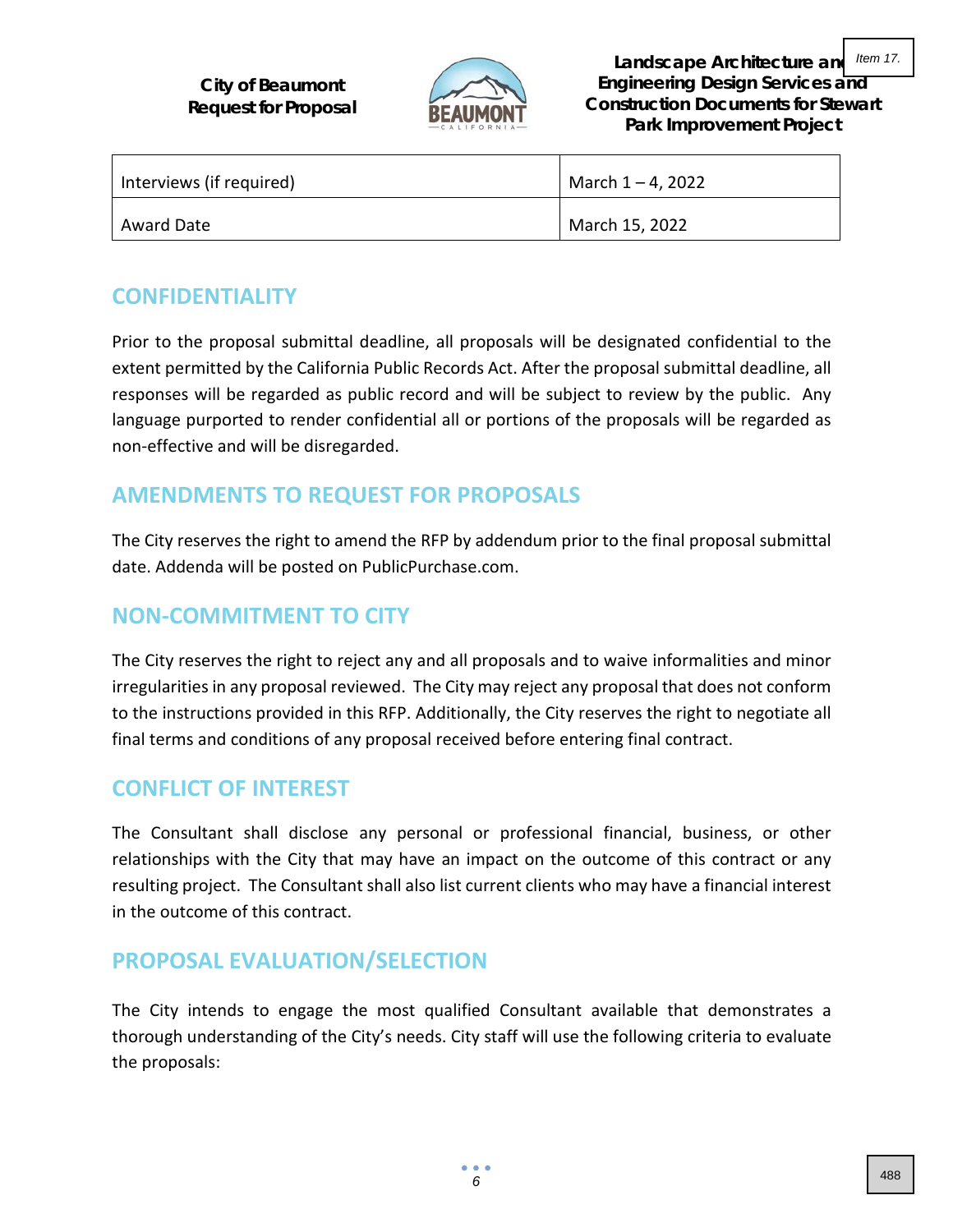| Interviews (if required) | March 1 – 4, 2022 |
|---|---|
| Award Date | March 15, 2022 |

## CONFIDENTIALITY

Prior to the proposal submittal deadline, all proposals will be designated confidential to the extent permitted by the California Public Records Act. After the proposal submittal deadline, all responses will be regarded as public record and will be subject to review by the public. Any language purported to render confidential all or portions of the proposals will be regarded as non-effective and will be disregarded.

## AMENDMENTS TO REQUEST FOR PROPOSALS

The City reserves the right to amend the RFP by addendum prior to the final proposal submittal date. Addenda will be posted on PublicPurchase.com.

## NON-COMMITMENT TO CITY

The City reserves the right to reject any and all proposals and to waive informalities and minor irregularities in any proposal reviewed. The City may reject any proposal that does not conform to the instructions provided in this RFP. Additionally, the City reserves the right to negotiate all final terms and conditions of any proposal received before entering final contract.

## CONFLICT OF INTEREST

The Consultant shall disclose any personal or professional financial, business, or other relationships with the City that may have an impact on the outcome of this contract or any resulting project. The Consultant shall also list current clients who may have a financial interest in the outcome of this contract.

## PROPOSAL EVALUATION/SELECTION

The City intends to engage the most qualified Consultant available that demonstrates a thorough understanding of the City's needs. City staff will use the following criteria to evaluate the proposals: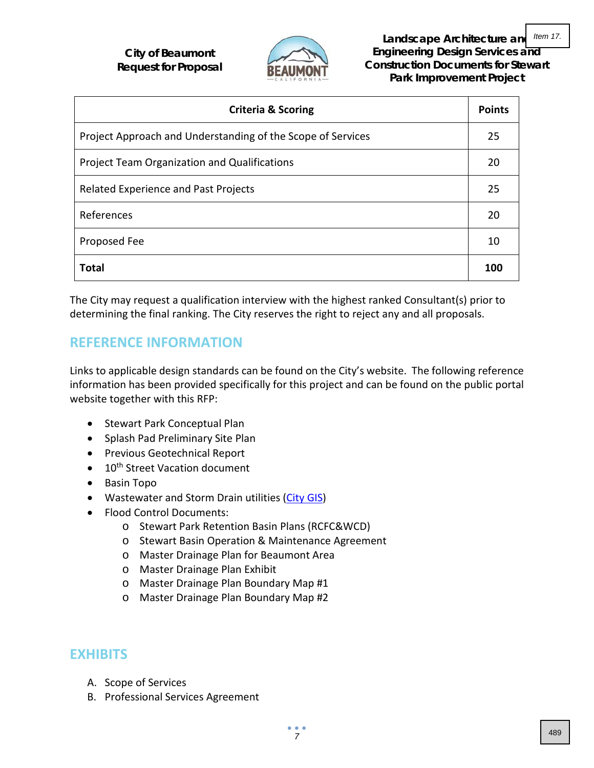| Criteria & Scoring | Points |
|---|---|
| Project Approach and Understanding of the Scope of Services | 25 |
| Project Team Organization and Qualifications | 20 |
| Related Experience and Past Projects | 25 |
| References | 20 |
| Proposed Fee | 10 |
| **Total** | **100** |

The City may request a qualification interview with the highest ranked Consultant(s) prior to determining the final ranking. The City reserves the right to reject any and all proposals.

## REFERENCE INFORMATION

Links to applicable design standards can be found on the City's website. The following reference information has been provided specifically for this project and can be found on the public portal website together with this RFP:

- Stewart Park Conceptual Plan
- Splash Pad Preliminary Site Plan
- Previous Geotechnical Report
- 10th Street Vacation document
- Basin Topo
- Wastewater and Storm Drain utilities (City GIS)
- Flood Control Documents:
    - Stewart Park Retention Basin Plans (RCFC&WCD)
    - Stewart Basin Operation & Maintenance Agreement
    - Master Drainage Plan for Beaumont Area
    - Master Drainage Plan Exhibit
    - Master Drainage Plan Boundary Map #1
    - Master Drainage Plan Boundary Map #2

## EXHIBITS

A. Scope of Services
B. Professional Services Agreement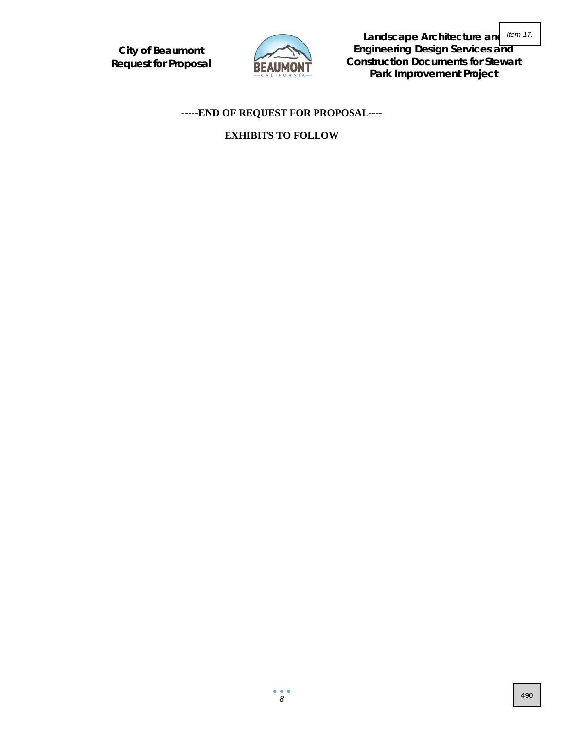**-----END OF REQUEST FOR PROPOSAL----**

**EXHIBITS TO FOLLOW**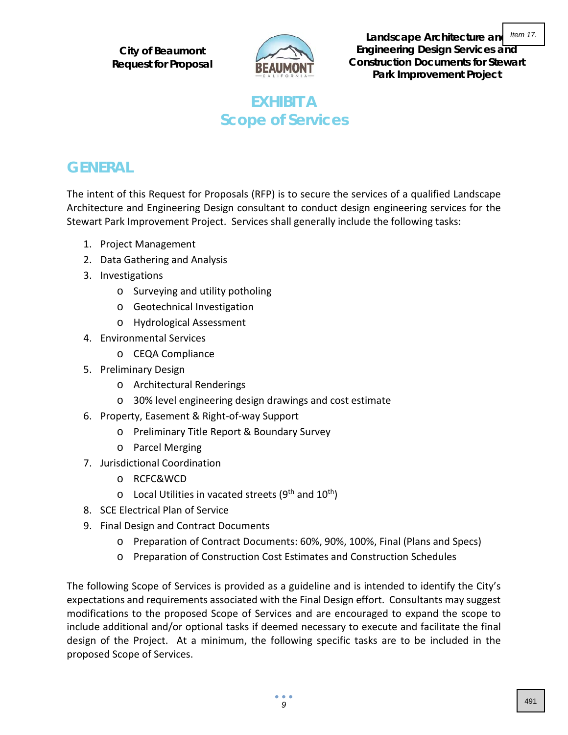# EXHIBIT A
# Scope of Services

## GENERAL

The intent of this Request for Proposals (RFP) is to secure the services of a qualified Landscape Architecture and Engineering Design consultant to conduct design engineering services for the Stewart Park Improvement Project. Services shall generally include the following tasks:

1. Project Management
2. Data Gathering and Analysis
3. Investigations
   - Surveying and utility potholing
   - Geotechnical Investigation
   - Hydrological Assessment
4. Environmental Services
   - CEQA Compliance
5. Preliminary Design
   - Architectural Renderings
   - 30% level engineering design drawings and cost estimate
6. Property, Easement & Right-of-way Support
   - Preliminary Title Report & Boundary Survey
   - Parcel Merging
7. Jurisdictional Coordination
   - RCFC&WCD
   - Local Utilities in vacated streets (9th and 10th)
8. SCE Electrical Plan of Service
9. Final Design and Contract Documents
   - Preparation of Contract Documents: 60%, 90%, 100%, Final (Plans and Specs)
   - Preparation of Construction Cost Estimates and Construction Schedules

The following Scope of Services is provided as a guideline and is intended to identify the City's expectations and requirements associated with the Final Design effort. Consultants may suggest modifications to the proposed Scope of Services and are encouraged to expand the scope to include additional and/or optional tasks if deemed necessary to execute and facilitate the final design of the Project. At a minimum, the following specific tasks are to be included in the proposed Scope of Services.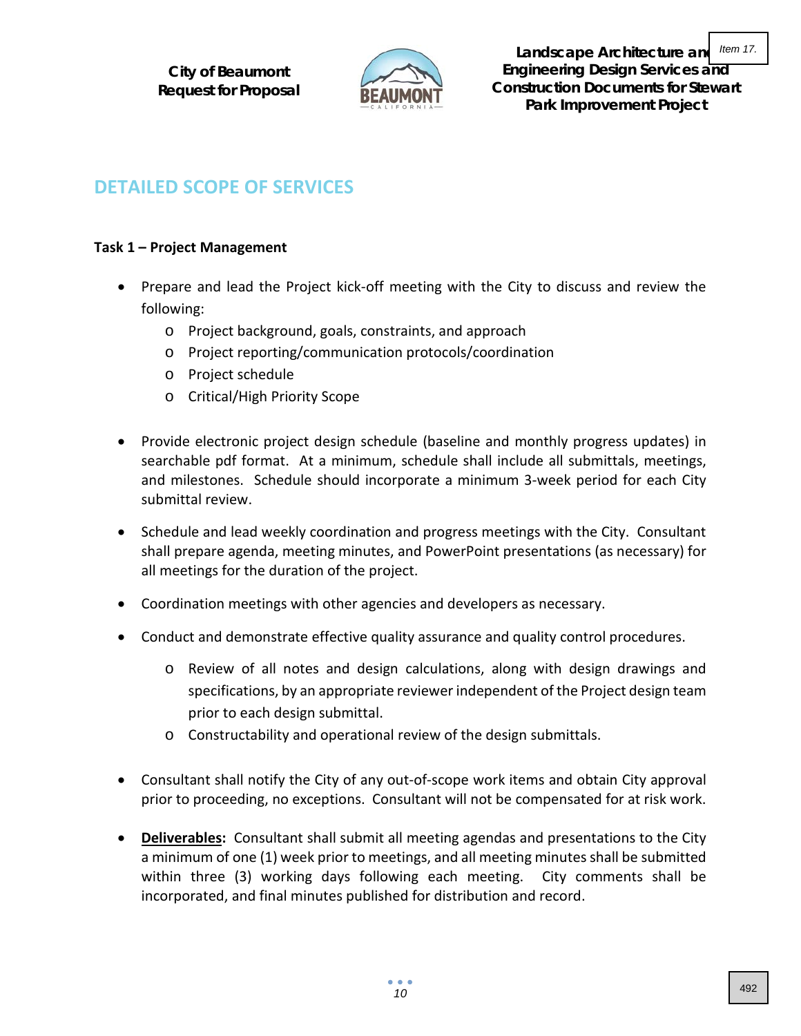## DETAILED SCOPE OF SERVICES

### Task 1 – Project Management

- Prepare and lead the Project kick-off meeting with the City to discuss and review the following:
    - Project background, goals, constraints, and approach
    - Project reporting/communication protocols/coordination
    - Project schedule
    - Critical/High Priority Scope

- Provide electronic project design schedule (baseline and monthly progress updates) in searchable pdf format. At a minimum, schedule shall include all submittals, meetings, and milestones. Schedule should incorporate a minimum 3-week period for each City submittal review.

- Schedule and lead weekly coordination and progress meetings with the City. Consultant shall prepare agenda, meeting minutes, and PowerPoint presentations (as necessary) for all meetings for the duration of the project.

- Coordination meetings with other agencies and developers as necessary.

- Conduct and demonstrate effective quality assurance and quality control procedures.
    - Review of all notes and design calculations, along with design drawings and specifications, by an appropriate reviewer independent of the Project design team prior to each design submittal.
    - Constructability and operational review of the design submittals.

- Consultant shall notify the City of any out-of-scope work items and obtain City approval prior to proceeding, no exceptions. Consultant will not be compensated for at risk work.

- **Deliverables:** Consultant shall submit all meeting agendas and presentations to the City a minimum of one (1) week prior to meetings, and all meeting minutes shall be submitted within three (3) working days following each meeting. City comments shall be incorporated, and final minutes published for distribution and record.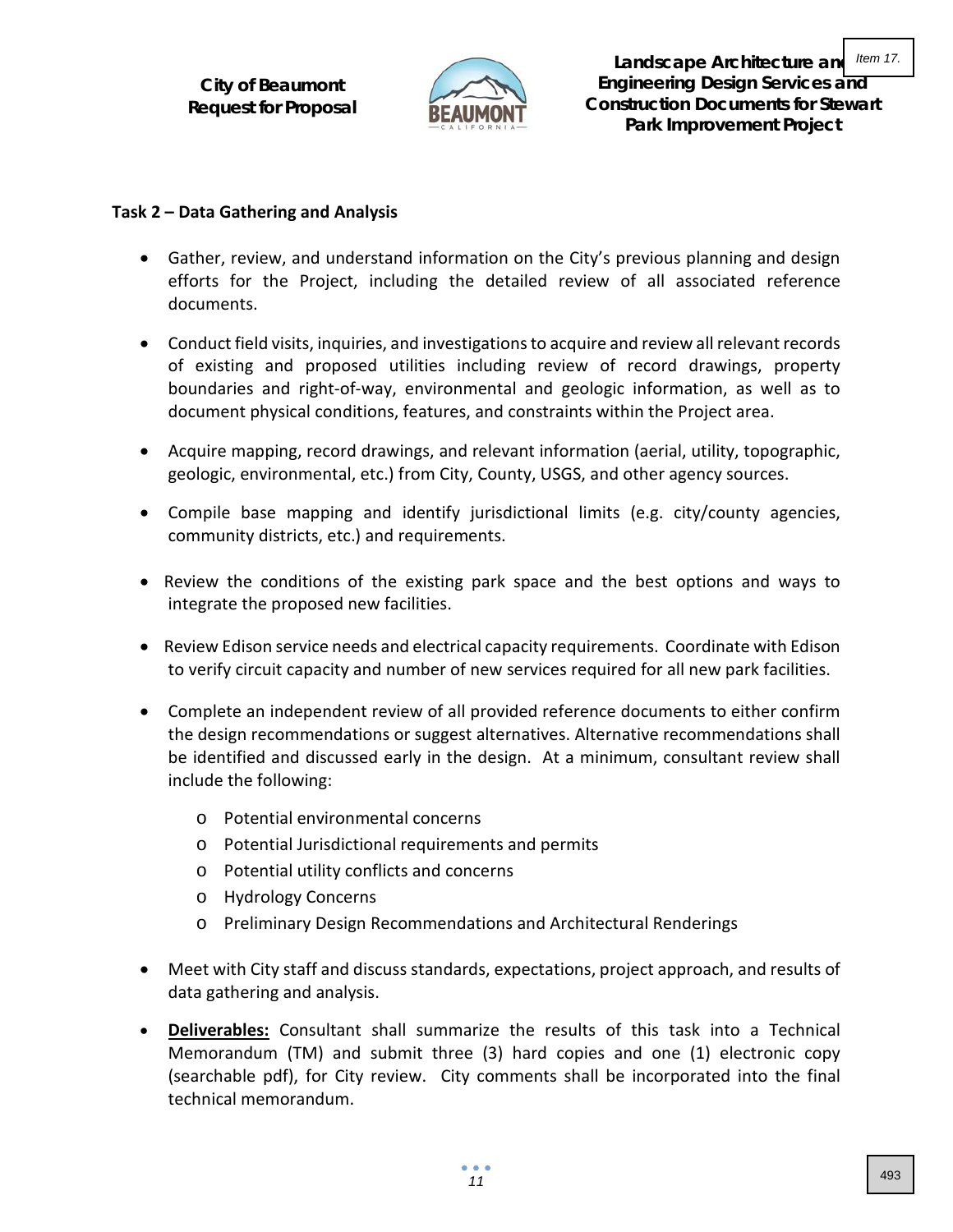**Task 2 – Data Gathering and Analysis**

- Gather, review, and understand information on the City's previous planning and design efforts for the Project, including the detailed review of all associated reference documents.
- Conduct field visits, inquiries, and investigations to acquire and review all relevant records of existing and proposed utilities including review of record drawings, property boundaries and right-of-way, environmental and geologic information, as well as to document physical conditions, features, and constraints within the Project area.
- Acquire mapping, record drawings, and relevant information (aerial, utility, topographic, geologic, environmental, etc.) from City, County, USGS, and other agency sources.
- Compile base mapping and identify jurisdictional limits (e.g. city/county agencies, community districts, etc.) and requirements.
- Review the conditions of the existing park space and the best options and ways to integrate the proposed new facilities.
- Review Edison service needs and electrical capacity requirements. Coordinate with Edison to verify circuit capacity and number of new services required for all new park facilities.
- Complete an independent review of all provided reference documents to either confirm the design recommendations or suggest alternatives. Alternative recommendations shall be identified and discussed early in the design. At a minimum, consultant review shall include the following:
  - Potential environmental concerns
  - Potential Jurisdictional requirements and permits
  - Potential utility conflicts and concerns
  - Hydrology Concerns
  - Preliminary Design Recommendations and Architectural Renderings
- Meet with City staff and discuss standards, expectations, project approach, and results of data gathering and analysis.
- **Deliverables:** Consultant shall summarize the results of this task into a Technical Memorandum (TM) and submit three (3) hard copies and one (1) electronic copy (searchable pdf), for City review. City comments shall be incorporated into the final technical memorandum.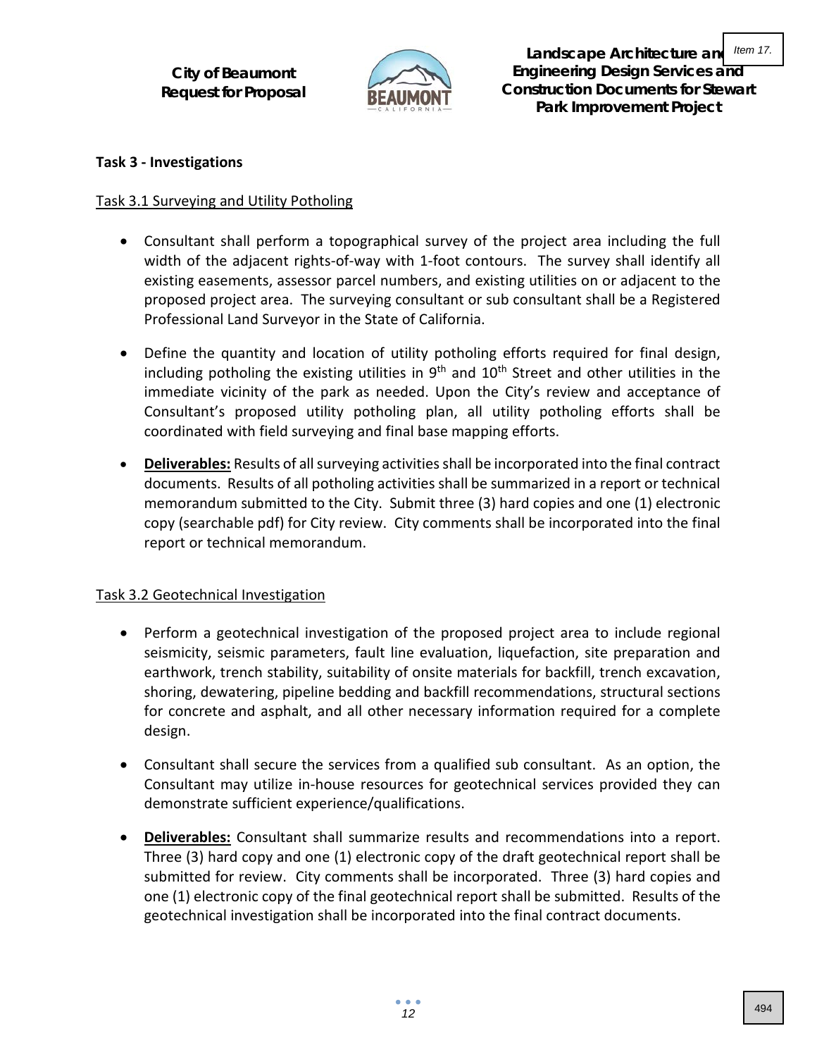**Task 3 - Investigations**

Task 3.1 Surveying and Utility Potholing

- Consultant shall perform a topographical survey of the project area including the full width of the adjacent rights-of-way with 1-foot contours. The survey shall identify all existing easements, assessor parcel numbers, and existing utilities on or adjacent to the proposed project area. The surveying consultant or sub consultant shall be a Registered Professional Land Surveyor in the State of California.
- Define the quantity and location of utility potholing efforts required for final design, including potholing the existing utilities in 9th and 10th Street and other utilities in the immediate vicinity of the park as needed. Upon the City's review and acceptance of Consultant's proposed utility potholing plan, all utility potholing efforts shall be coordinated with field surveying and final base mapping efforts.
- **Deliverables:** Results of all surveying activities shall be incorporated into the final contract documents. Results of all potholing activities shall be summarized in a report or technical memorandum submitted to the City. Submit three (3) hard copies and one (1) electronic copy (searchable pdf) for City review. City comments shall be incorporated into the final report or technical memorandum.

Task 3.2 Geotechnical Investigation

- Perform a geotechnical investigation of the proposed project area to include regional seismicity, seismic parameters, fault line evaluation, liquefaction, site preparation and earthwork, trench stability, suitability of onsite materials for backfill, trench excavation, shoring, dewatering, pipeline bedding and backfill recommendations, structural sections for concrete and asphalt, and all other necessary information required for a complete design.
- Consultant shall secure the services from a qualified sub consultant. As an option, the Consultant may utilize in-house resources for geotechnical services provided they can demonstrate sufficient experience/qualifications.
- **Deliverables:** Consultant shall summarize results and recommendations into a report. Three (3) hard copy and one (1) electronic copy of the draft geotechnical report shall be submitted for review. City comments shall be incorporated. Three (3) hard copies and one (1) electronic copy of the final geotechnical report shall be submitted. Results of the geotechnical investigation shall be incorporated into the final contract documents.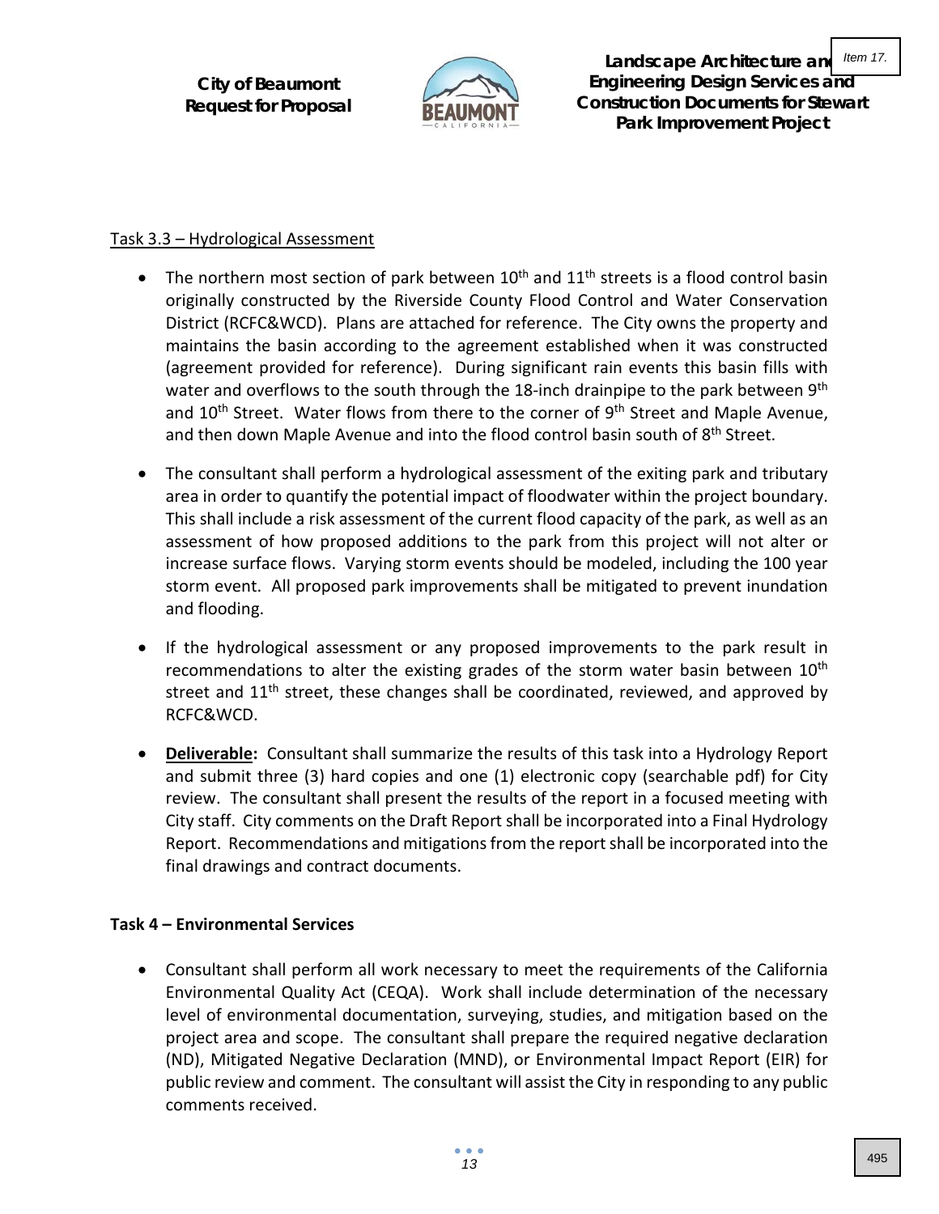Task 3.3 – Hydrological Assessment

- The northern most section of park between 10th and 11th streets is a flood control basin originally constructed by the Riverside County Flood Control and Water Conservation District (RCFC&WCD). Plans are attached for reference. The City owns the property and maintains the basin according to the agreement established when it was constructed (agreement provided for reference). During significant rain events this basin fills with water and overflows to the south through the 18-inch drainpipe to the park between 9th and 10th Street. Water flows from there to the corner of 9th Street and Maple Avenue, and then down Maple Avenue and into the flood control basin south of 8th Street.
- The consultant shall perform a hydrological assessment of the exiting park and tributary area in order to quantify the potential impact of floodwater within the project boundary. This shall include a risk assessment of the current flood capacity of the park, as well as an assessment of how proposed additions to the park from this project will not alter or increase surface flows. Varying storm events should be modeled, including the 100 year storm event. All proposed park improvements shall be mitigated to prevent inundation and flooding.
- If the hydrological assessment or any proposed improvements to the park result in recommendations to alter the existing grades of the storm water basin between 10th street and 11th street, these changes shall be coordinated, reviewed, and approved by RCFC&WCD.
- **Deliverable:** Consultant shall summarize the results of this task into a Hydrology Report and submit three (3) hard copies and one (1) electronic copy (searchable pdf) for City review. The consultant shall present the results of the report in a focused meeting with City staff. City comments on the Draft Report shall be incorporated into a Final Hydrology Report. Recommendations and mitigations from the report shall be incorporated into the final drawings and contract documents.

**Task 4 – Environmental Services**

- Consultant shall perform all work necessary to meet the requirements of the California Environmental Quality Act (CEQA). Work shall include determination of the necessary level of environmental documentation, surveying, studies, and mitigation based on the project area and scope. The consultant shall prepare the required negative declaration (ND), Mitigated Negative Declaration (MND), or Environmental Impact Report (EIR) for public review and comment. The consultant will assist the City in responding to any public comments received.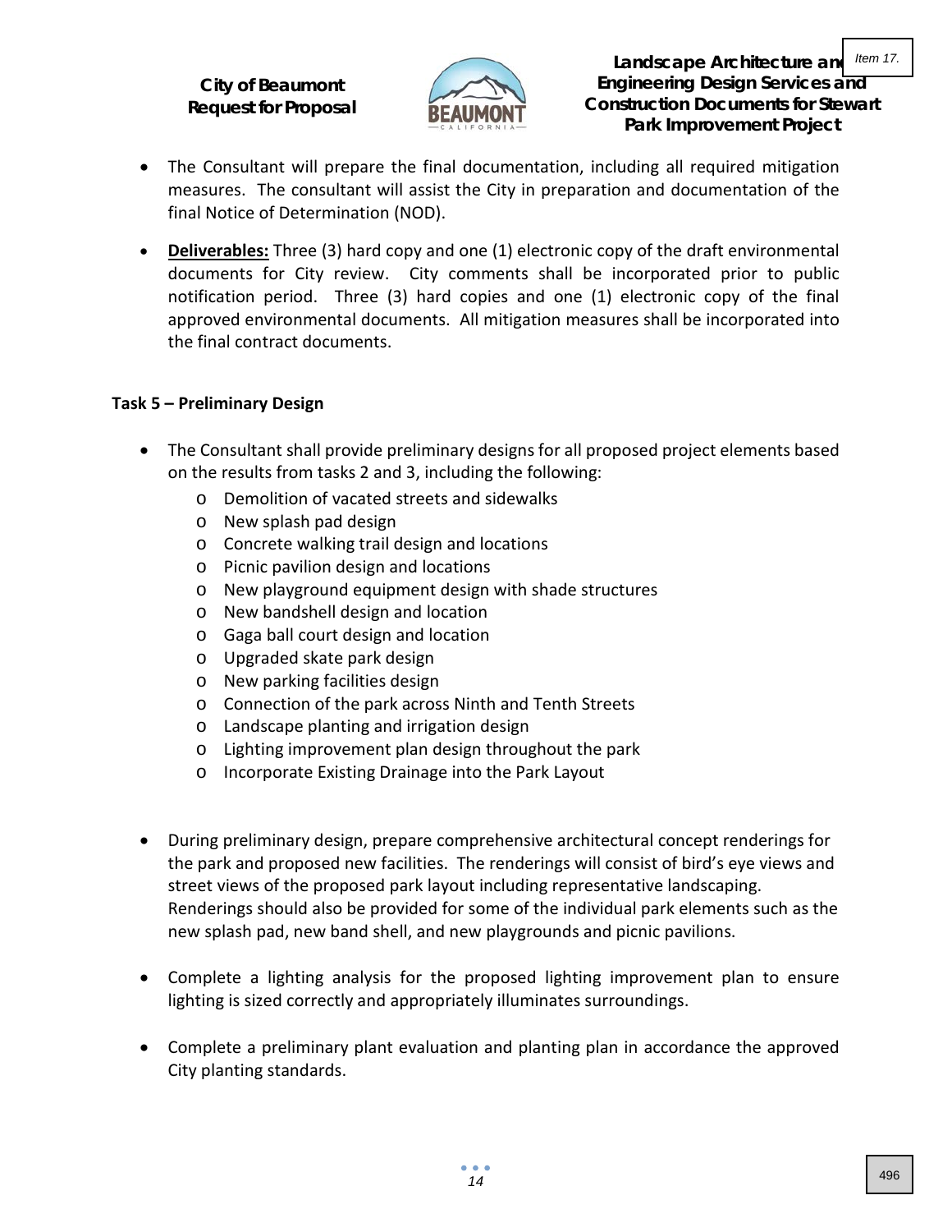- The Consultant will prepare the final documentation, including all required mitigation measures. The consultant will assist the City in preparation and documentation of the final Notice of Determination (NOD).

- **Deliverables:** Three (3) hard copy and one (1) electronic copy of the draft environmental documents for City review. City comments shall be incorporated prior to public notification period. Three (3) hard copies and one (1) electronic copy of the final approved environmental documents. All mitigation measures shall be incorporated into the final contract documents.

**Task 5 – Preliminary Design**

- The Consultant shall provide preliminary designs for all proposed project elements based on the results from tasks 2 and 3, including the following:
  - Demolition of vacated streets and sidewalks
  - New splash pad design
  - Concrete walking trail design and locations
  - Picnic pavilion design and locations
  - New playground equipment design with shade structures
  - New bandshell design and location
  - Gaga ball court design and location
  - Upgraded skate park design
  - New parking facilities design
  - Connection of the park across Ninth and Tenth Streets
  - Landscape planting and irrigation design
  - Lighting improvement plan design throughout the park
  - Incorporate Existing Drainage into the Park Layout

- During preliminary design, prepare comprehensive architectural concept renderings for the park and proposed new facilities. The renderings will consist of bird's eye views and street views of the proposed park layout including representative landscaping. Renderings should also be provided for some of the individual park elements such as the new splash pad, new band shell, and new playgrounds and picnic pavilions.

- Complete a lighting analysis for the proposed lighting improvement plan to ensure lighting is sized correctly and appropriately illuminates surroundings.

- Complete a preliminary plant evaluation and planting plan in accordance the approved City planting standards.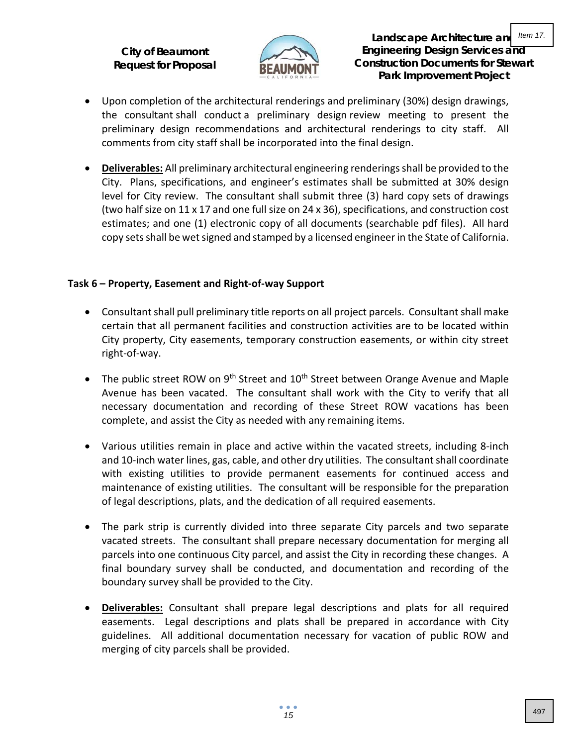- Upon completion of the architectural renderings and preliminary (30%) design drawings, the consultant shall conduct a preliminary design review meeting to present the preliminary design recommendations and architectural renderings to city staff. All comments from city staff shall be incorporated into the final design.
- **Deliverables:** All preliminary architectural engineering renderings shall be provided to the City. Plans, specifications, and engineer's estimates shall be submitted at 30% design level for City review. The consultant shall submit three (3) hard copy sets of drawings (two half size on 11 x 17 and one full size on 24 x 36), specifications, and construction cost estimates; and one (1) electronic copy of all documents (searchable pdf files). All hard copy sets shall be wet signed and stamped by a licensed engineer in the State of California.

**Task 6 – Property, Easement and Right-of-way Support**

- Consultant shall pull preliminary title reports on all project parcels. Consultant shall make certain that all permanent facilities and construction activities are to be located within City property, City easements, temporary construction easements, or within city street right-of-way.
- The public street ROW on 9th Street and 10th Street between Orange Avenue and Maple Avenue has been vacated. The consultant shall work with the City to verify that all necessary documentation and recording of these Street ROW vacations has been complete, and assist the City as needed with any remaining items.
- Various utilities remain in place and active within the vacated streets, including 8-inch and 10-inch water lines, gas, cable, and other dry utilities. The consultant shall coordinate with existing utilities to provide permanent easements for continued access and maintenance of existing utilities. The consultant will be responsible for the preparation of legal descriptions, plats, and the dedication of all required easements.
- The park strip is currently divided into three separate City parcels and two separate vacated streets. The consultant shall prepare necessary documentation for merging all parcels into one continuous City parcel, and assist the City in recording these changes. A final boundary survey shall be conducted, and documentation and recording of the boundary survey shall be provided to the City.
- **Deliverables:** Consultant shall prepare legal descriptions and plats for all required easements. Legal descriptions and plats shall be prepared in accordance with City guidelines. All additional documentation necessary for vacation of public ROW and merging of city parcels shall be provided.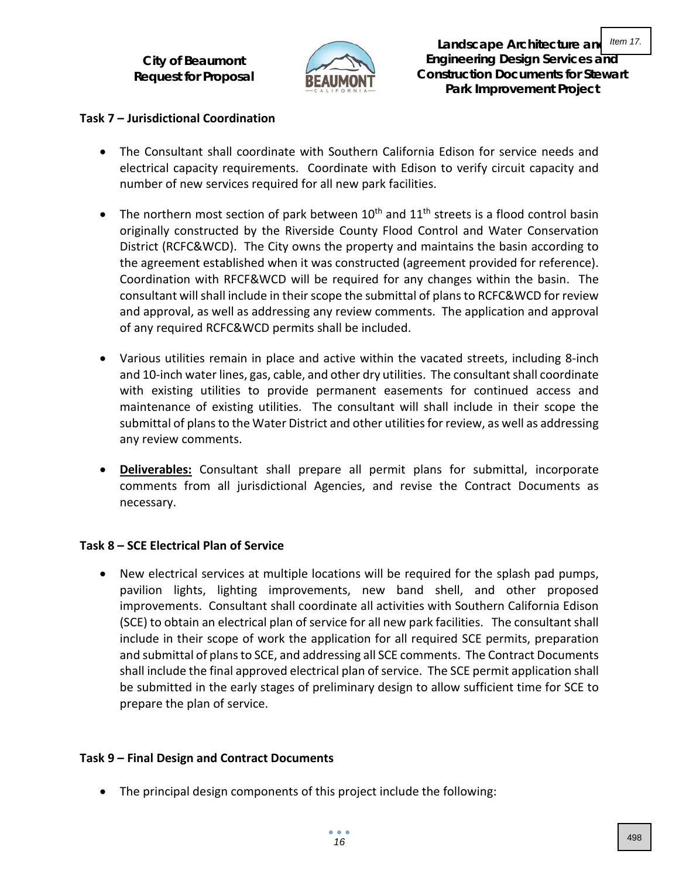### Task 7 – Jurisdictional Coordination

- The Consultant shall coordinate with Southern California Edison for service needs and electrical capacity requirements. Coordinate with Edison to verify circuit capacity and number of new services required for all new park facilities.

- The northern most section of park between 10th and 11th streets is a flood control basin originally constructed by the Riverside County Flood Control and Water Conservation District (RCFC&WCD). The City owns the property and maintains the basin according to the agreement established when it was constructed (agreement provided for reference). Coordination with RFCF&WCD will be required for any changes within the basin. The consultant will shall include in their scope the submittal of plans to RCFC&WCD for review and approval, as well as addressing any review comments. The application and approval of any required RCFC&WCD permits shall be included.

- Various utilities remain in place and active within the vacated streets, including 8-inch and 10-inch water lines, gas, cable, and other dry utilities. The consultant shall coordinate with existing utilities to provide permanent easements for continued access and maintenance of existing utilities. The consultant will shall include in their scope the submittal of plans to the Water District and other utilities for review, as well as addressing any review comments.

- **Deliverables:** Consultant shall prepare all permit plans for submittal, incorporate comments from all jurisdictional Agencies, and revise the Contract Documents as necessary.

### Task 8 – SCE Electrical Plan of Service

- New electrical services at multiple locations will be required for the splash pad pumps, pavilion lights, lighting improvements, new band shell, and other proposed improvements. Consultant shall coordinate all activities with Southern California Edison (SCE) to obtain an electrical plan of service for all new park facilities. The consultant shall include in their scope of work the application for all required SCE permits, preparation and submittal of plans to SCE, and addressing all SCE comments. The Contract Documents shall include the final approved electrical plan of service. The SCE permit application shall be submitted in the early stages of preliminary design to allow sufficient time for SCE to prepare the plan of service.

### Task 9 – Final Design and Contract Documents

- The principal design components of this project include the following: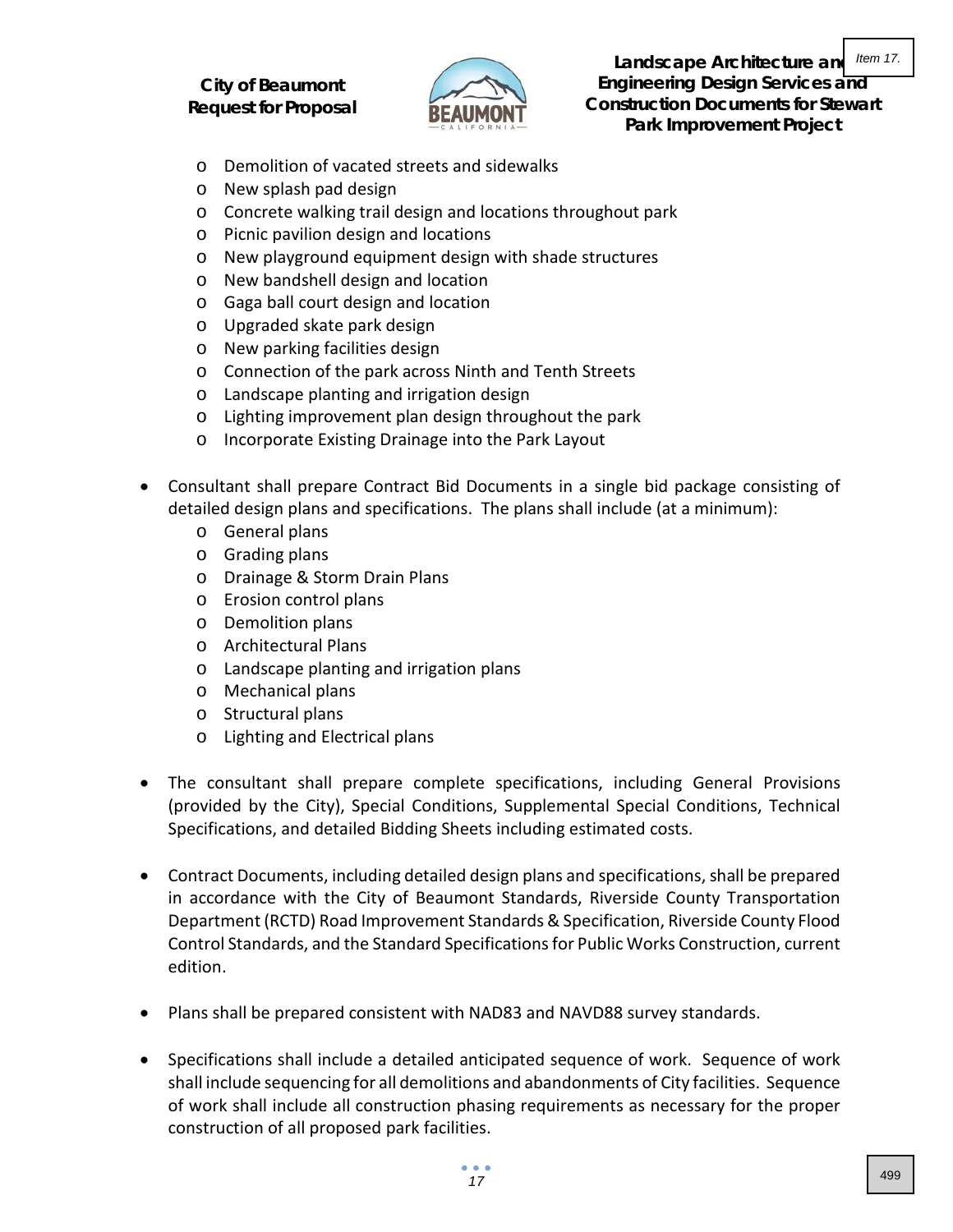- Demolition of vacated streets and sidewalks
- New splash pad design
- Concrete walking trail design and locations throughout park
- Picnic pavilion design and locations
- New playground equipment design with shade structures
- New bandshell design and location
- Gaga ball court design and location
- Upgraded skate park design
- New parking facilities design
- Connection of the park across Ninth and Tenth Streets
- Landscape planting and irrigation design
- Lighting improvement plan design throughout the park
- Incorporate Existing Drainage into the Park Layout

- Consultant shall prepare Contract Bid Documents in a single bid package consisting of detailed design plans and specifications. The plans shall include (at a minimum):
  - General plans
  - Grading plans
  - Drainage & Storm Drain Plans
  - Erosion control plans
  - Demolition plans
  - Architectural Plans
  - Landscape planting and irrigation plans
  - Mechanical plans
  - Structural plans
  - Lighting and Electrical plans

- The consultant shall prepare complete specifications, including General Provisions (provided by the City), Special Conditions, Supplemental Special Conditions, Technical Specifications, and detailed Bidding Sheets including estimated costs.

- Contract Documents, including detailed design plans and specifications, shall be prepared in accordance with the City of Beaumont Standards, Riverside County Transportation Department (RCTD) Road Improvement Standards & Specification, Riverside County Flood Control Standards, and the Standard Specifications for Public Works Construction, current edition.

- Plans shall be prepared consistent with NAD83 and NAVD88 survey standards.

- Specifications shall include a detailed anticipated sequence of work. Sequence of work shall include sequencing for all demolitions and abandonments of City facilities. Sequence of work shall include all construction phasing requirements as necessary for the proper construction of all proposed park facilities.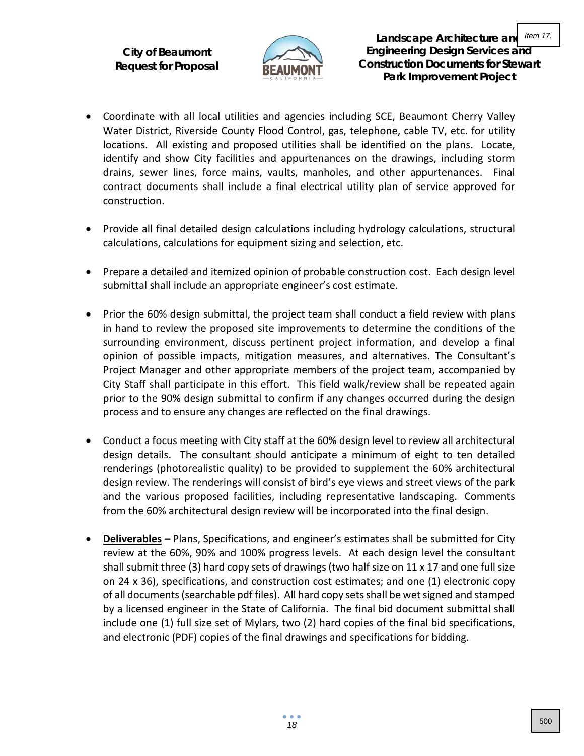- Coordinate with all local utilities and agencies including SCE, Beaumont Cherry Valley Water District, Riverside County Flood Control, gas, telephone, cable TV, etc. for utility locations. All existing and proposed utilities shall be identified on the plans. Locate, identify and show City facilities and appurtenances on the drawings, including storm drains, sewer lines, force mains, vaults, manholes, and other appurtenances. Final contract documents shall include a final electrical utility plan of service approved for construction.

- Provide all final detailed design calculations including hydrology calculations, structural calculations, calculations for equipment sizing and selection, etc.

- Prepare a detailed and itemized opinion of probable construction cost. Each design level submittal shall include an appropriate engineer's cost estimate.

- Prior the 60% design submittal, the project team shall conduct a field review with plans in hand to review the proposed site improvements to determine the conditions of the surrounding environment, discuss pertinent project information, and develop a final opinion of possible impacts, mitigation measures, and alternatives. The Consultant's Project Manager and other appropriate members of the project team, accompanied by City Staff shall participate in this effort. This field walk/review shall be repeated again prior to the 90% design submittal to confirm if any changes occurred during the design process and to ensure any changes are reflected on the final drawings.

- Conduct a focus meeting with City staff at the 60% design level to review all architectural design details. The consultant should anticipate a minimum of eight to ten detailed renderings (photorealistic quality) to be provided to supplement the 60% architectural design review. The renderings will consist of bird's eye views and street views of the park and the various proposed facilities, including representative landscaping. Comments from the 60% architectural design review will be incorporated into the final design.

- **<u>Deliverables</u> –** Plans, Specifications, and engineer's estimates shall be submitted for City review at the 60%, 90% and 100% progress levels. At each design level the consultant shall submit three (3) hard copy sets of drawings (two half size on 11 x 17 and one full size on 24 x 36), specifications, and construction cost estimates; and one (1) electronic copy of all documents (searchable pdf files). All hard copy sets shall be wet signed and stamped by a licensed engineer in the State of California. The final bid document submittal shall include one (1) full size set of Mylars, two (2) hard copies of the final bid specifications, and electronic (PDF) copies of the final drawings and specifications for bidding.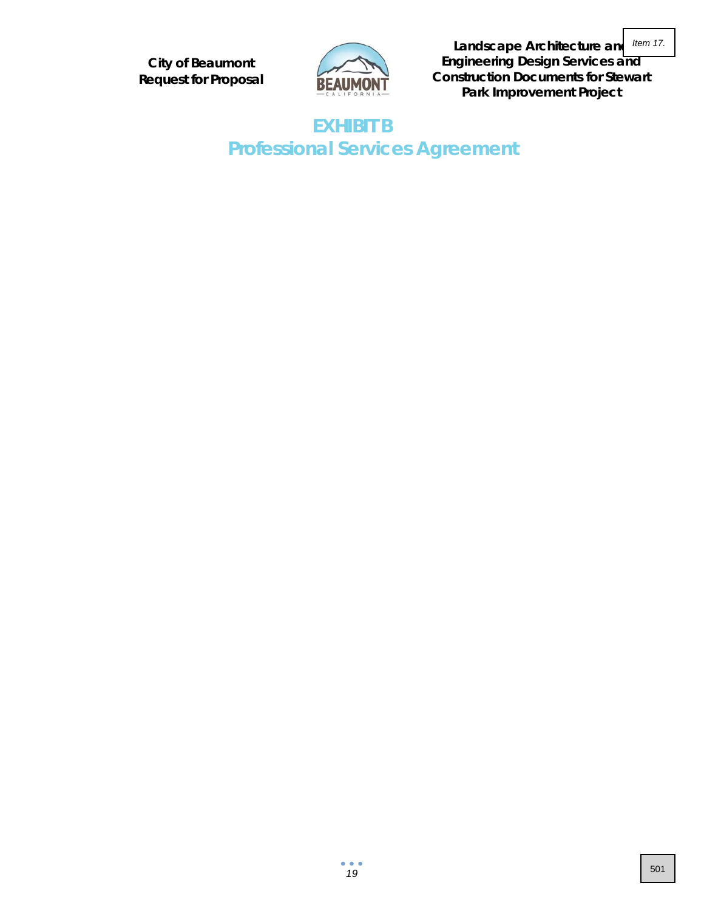# EXHIBIT B

# Professional Services Agreement